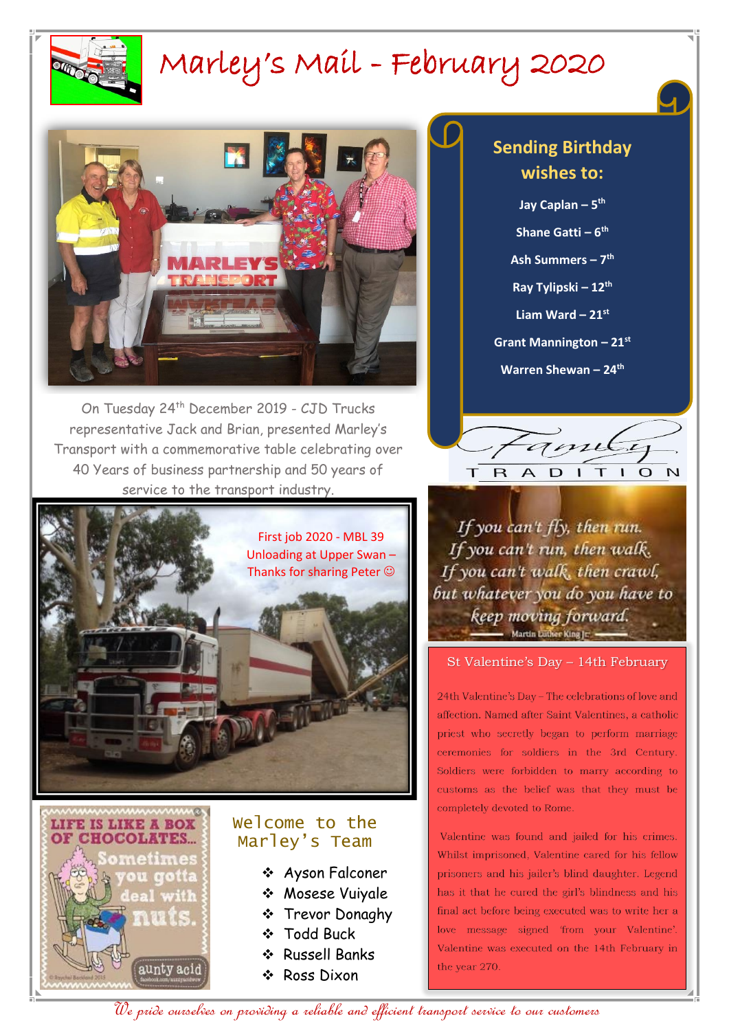# Marley's Mail - February 2020

On Tuesday 24th December 2019 - CJD Trucks representative Jack and Brian, presented Marley's Transport with a commemorative table celebrating over 40 Years of business partnership and 50 years of service to the transport industry.

First job 2020 - MBL 39
Unloading at Upper Swan –
Thanks for sharing Peter ☺

## Sending Birthday wishes to:

**Jay Caplan – 5th**

**Shane Gatti – 6th**

**Ash Summers – 7th**

**Ray Tylipski – 12th**

**Liam Ward – 21st**

**Grant Mannington – 21st**

**Warren Shewan – 24th**

Family TRADITION

*If you can't fly, then run.*
*If you can't run, then walk.*
*If you can't walk, then crawl,*
*but whatever you do you have to keep moving forward.*
Martin Luther King Jr.

## St Valentine's Day – 14th February

24th Valentine's Day – The celebrations of love and affection. Named after Saint Valentines, a catholic priest who secretly began to perform marriage ceremonies for soldiers in the 3rd Century. Soldiers were forbidden to marry according to customs as the belief was that they must be completely devoted to Rome.

Valentine was found and jailed for his crimes. Whilst imprisoned, Valentine cared for his fellow prisoners and his jailer's blind daughter. Legend has it that he cured the girl's blindness and his final act before being executed was to write her a love message signed 'from your Valentine'. Valentine was executed on the 14th February in the year 270.

LIFE IS LIKE A BOX OF CHOCOLATES... Sometimes you gotta deal with nuts.

## Welcome to the Marley's Team

- Ayson Falconer
- Mosese Vuiyale
- Trevor Donaghy
- Todd Buck
- Russell Banks
- Ross Dixon

*We pride ourselves on providing a reliable and efficient transport service to our customers*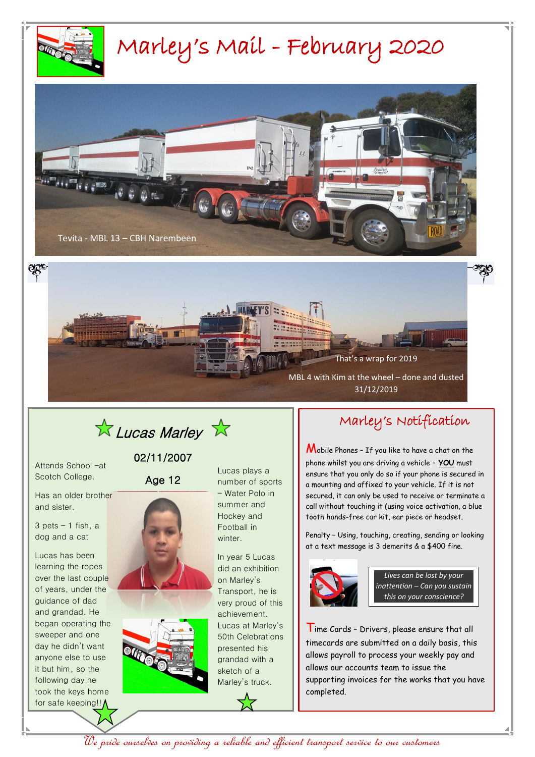# Marley's Mail - February 2020

Tevita - MBL 13 – CBH Narembeen

That's a wrap for 2019

MBL 4 with Kim at the wheel – done and dusted 31/12/2019

## Lucas Marley

02/11/2007

Age 12

Attends School –at Scotch College.

Has an older brother and sister.

3 pets – 1 fish, a dog and a cat

Lucas has been learning the ropes over the last couple of years, under the guidance of dad and grandad. He began operating the sweeper and one day he didn't want anyone else to use it but him, so the following day he took the keys home for safe keeping!!

Lucas plays a number of sports – Water Polo in summer and Hockey and Football in winter.

In year 5 Lucas did an exhibition on Marley's Transport, he is very proud of this achievement. Lucas at Marley's 50th Celebrations presented his grandad with a sketch of a Marley's truck.

## Marley's Notification

**M**obile Phones – If you like to have a chat on the phone whilst you are driving a vehicle – **YOU** must ensure that you only do so if your phone is secured in a mounting and affixed to your vehicle. If it is not secured, it can only be used to receive or terminate a call without touching it (using voice activation, a blue tooth hands-free car kit, ear piece or headset.

Penalty – Using, touching, creating, sending or looking at a text message is 3 demerits & a $400 fine.

*Lives can be lost by your inattention – Can you sustain this on your conscience?*

**T**ime Cards – Drivers, please ensure that all timecards are submitted on a daily basis, this allows payroll to process your weekly pay and allows our accounts team to issue the supporting invoices for the works that you have completed.

*We pride ourselves on providing a reliable and efficient transport service to our customers*